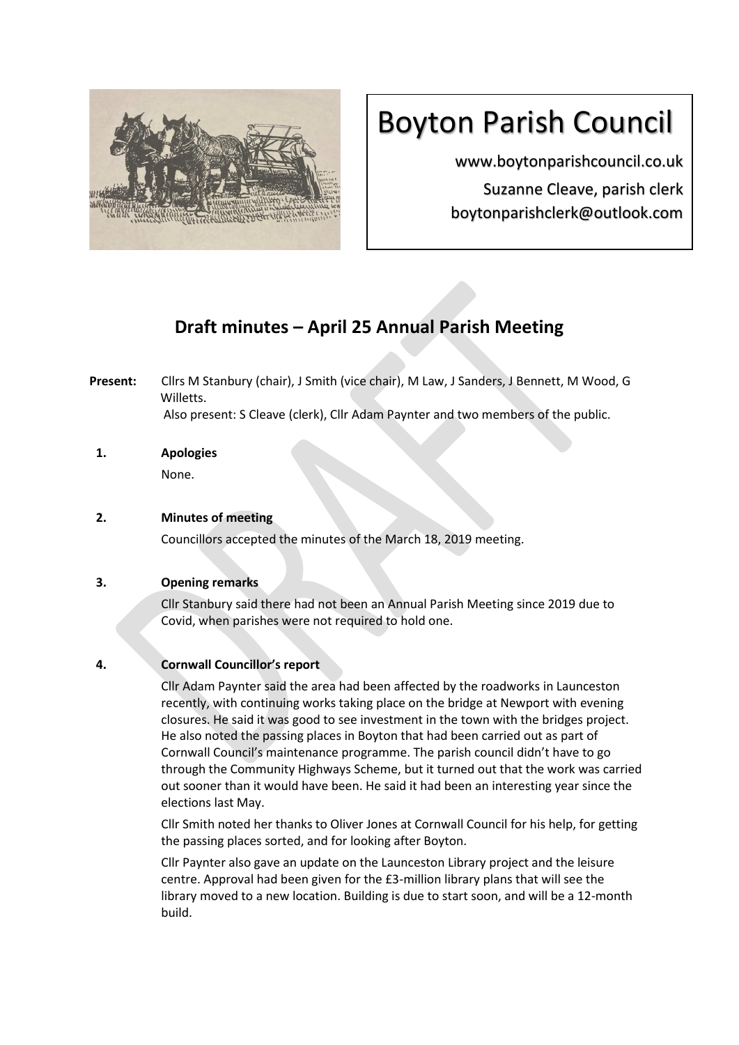# Boyton Parish Council

www.boytonparishcouncil.co.uk

Suzanne Cleave, parish clerk

boytonparishclerk@outlook.com

## Draft minutes – April 25 Annual Parish Meeting

**Present:** Cllrs M Stanbury (chair), J Smith (vice chair), M Law, J Sanders, J Bennett, M Wood, G Willetts.
Also present: S Cleave (clerk), Cllr Adam Paynter and two members of the public.

**1. Apologies**

None.

**2. Minutes of meeting**

Councillors accepted the minutes of the March 18, 2019 meeting.

**3. Opening remarks**

Cllr Stanbury said there had not been an Annual Parish Meeting since 2019 due to Covid, when parishes were not required to hold one.

**4. Cornwall Councillor's report**

Cllr Adam Paynter said the area had been affected by the roadworks in Launceston recently, with continuing works taking place on the bridge at Newport with evening closures. He said it was good to see investment in the town with the bridges project. He also noted the passing places in Boyton that had been carried out as part of Cornwall Council's maintenance programme. The parish council didn't have to go through the Community Highways Scheme, but it turned out that the work was carried out sooner than it would have been. He said it had been an interesting year since the elections last May.

Cllr Smith noted her thanks to Oliver Jones at Cornwall Council for his help, for getting the passing places sorted, and for looking after Boyton.

Cllr Paynter also gave an update on the Launceston Library project and the leisure centre. Approval had been given for the £3-million library plans that will see the library moved to a new location. Building is due to start soon, and will be a 12-month build.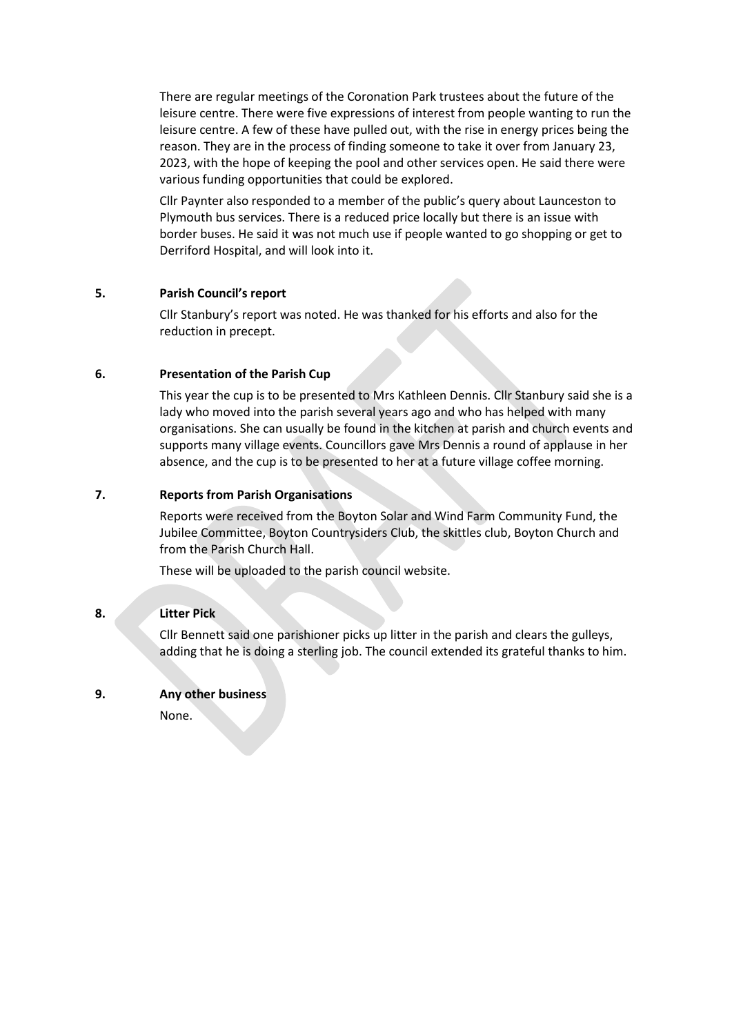There are regular meetings of the Coronation Park trustees about the future of the leisure centre. There were five expressions of interest from people wanting to run the leisure centre. A few of these have pulled out, with the rise in energy prices being the reason. They are in the process of finding someone to take it over from January 23, 2023, with the hope of keeping the pool and other services open. He said there were various funding opportunities that could be explored.

Cllr Paynter also responded to a member of the public's query about Launceston to Plymouth bus services. There is a reduced price locally but there is an issue with border buses. He said it was not much use if people wanted to go shopping or get to Derriford Hospital, and will look into it.

**5. Parish Council's report**

Cllr Stanbury's report was noted. He was thanked for his efforts and also for the reduction in precept.

**6. Presentation of the Parish Cup**

This year the cup is to be presented to Mrs Kathleen Dennis. Cllr Stanbury said she is a lady who moved into the parish several years ago and who has helped with many organisations. She can usually be found in the kitchen at parish and church events and supports many village events. Councillors gave Mrs Dennis a round of applause in her absence, and the cup is to be presented to her at a future village coffee morning.

**7. Reports from Parish Organisations**

Reports were received from the Boyton Solar and Wind Farm Community Fund, the Jubilee Committee, Boyton Countrysiders Club, the skittles club, Boyton Church and from the Parish Church Hall.

These will be uploaded to the parish council website.

**8. Litter Pick**

Cllr Bennett said one parishioner picks up litter in the parish and clears the gulleys, adding that he is doing a sterling job. The council extended its grateful thanks to him.

**9. Any other business**

None.